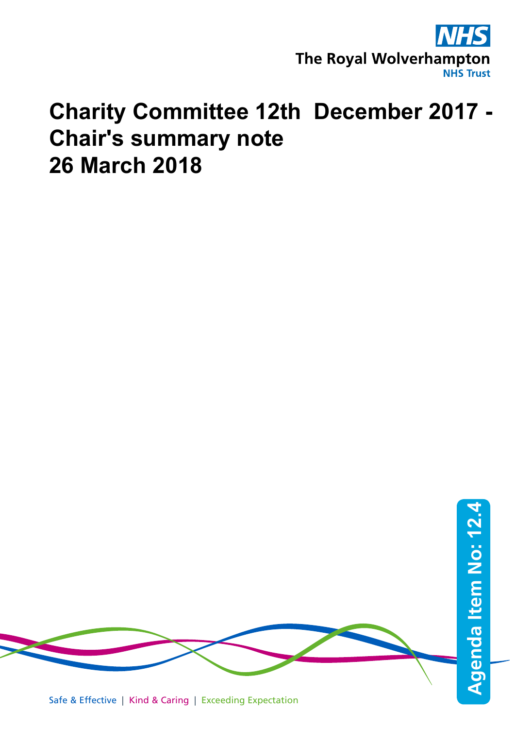The Royal Wolverhampton NHS Trust

# Charity Committee 12th December 2017 - Chair's summary note 26 March 2018

Agenda Item No: 12.4

Safe & Effective | Kind & Caring | Exceeding Expectation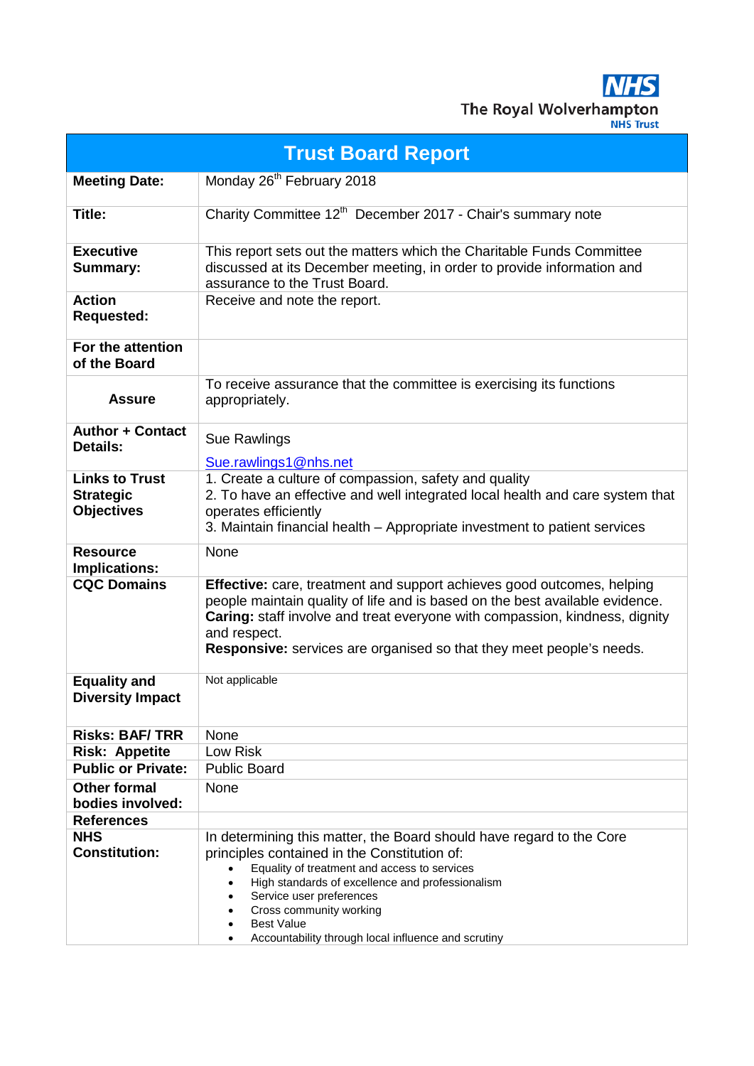The Royal Wolverhampton NHS Trust

# Trust Board Report

| | |
|---|---|
| **Meeting Date:** | Monday 26th February 2018 |
| **Title:** | Charity Committee 12th December 2017 - Chair's summary note |
| **Executive Summary:** | This report sets out the matters which the Charitable Funds Committee discussed at its December meeting, in order to provide information and assurance to the Trust Board. |
| **Action Requested:** | Receive and note the report. |
| **For the attention of the Board** | |
| **Assure** | To receive assurance that the committee is exercising its functions appropriately. |
| **Author + Contact Details:** | Sue Rawlings<br><br>Sue.rawlings1@nhs.net |
| **Links to Trust Strategic Objectives** | 1. Create a culture of compassion, safety and quality<br>2. To have an effective and well integrated local health and care system that operates efficiently<br>3. Maintain financial health – Appropriate investment to patient services |
| **Resource Implications:** | None |
| **CQC Domains** | **Effective:** care, treatment and support achieves good outcomes, helping people maintain quality of life and is based on the best available evidence.<br>**Caring:** staff involve and treat everyone with compassion, kindness, dignity and respect.<br>**Responsive:** services are organised so that they meet people's needs. |
| **Equality and Diversity Impact** | Not applicable |
| **Risks: BAF/ TRR** | None |
| **Risk: Appetite** | Low Risk |
| **Public or Private:** | Public Board |
| **Other formal bodies involved:** | None |
| **References** | |
| **NHS Constitution:** | In determining this matter, the Board should have regard to the Core principles contained in the Constitution of:<br>• Equality of treatment and access to services<br>• High standards of excellence and professionalism<br>• Service user preferences<br>• Cross community working<br>• Best Value<br>• Accountability through local influence and scrutiny |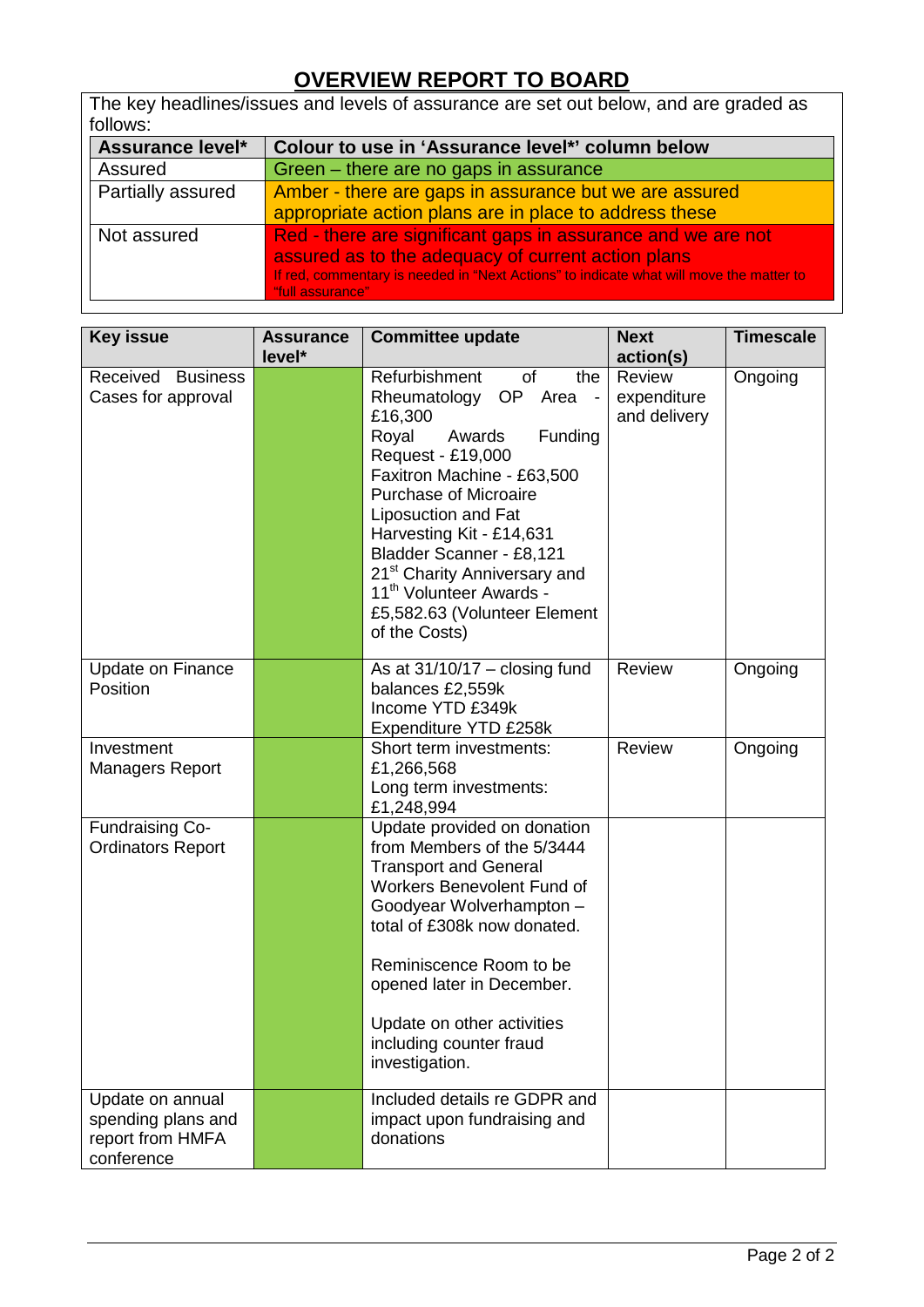# OVERVIEW REPORT TO BOARD

The key headlines/issues and levels of assurance are set out below, and are graded as follows:

| Assurance level* | Colour to use in 'Assurance level*' column below |
|---|---|
| Assured | Green – there are no gaps in assurance |
| Partially assured | Amber - there are gaps in assurance but we are assured appropriate action plans are in place to address these |
| Not assured | Red - there are significant gaps in assurance and we are not assured as to the adequacy of current action plans<br>If red, commentary is needed in "Next Actions" to indicate what will move the matter to "full assurance" |

| Key issue | Assurance level* | Committee update | Next action(s) | Timescale |
|---|---|---|---|---|
| Received Business Cases for approval | | Refurbishment of the Rheumatology OP Area - £16,300<br>Royal Awards Funding Request - £19,000<br>Faxitron Machine - £63,500<br>Purchase of Microaire Liposuction and Fat Harvesting Kit - £14,631<br>Bladder Scanner - £8,121<br>21st Charity Anniversary and 11th Volunteer Awards - £5,582.63 (Volunteer Element of the Costs) | Review expenditure and delivery | Ongoing |
| Update on Finance Position | | As at 31/10/17 – closing fund balances £2,559k<br>Income YTD £349k<br>Expenditure YTD £258k | Review | Ongoing |
| Investment Managers Report | | Short term investments: £1,266,568<br>Long term investments: £1,248,994 | Review | Ongoing |
| Fundraising Co-Ordinators Report | | Update provided on donation from Members of the 5/3444 Transport and General Workers Benevolent Fund of Goodyear Wolverhampton – total of £308k now donated.<br><br>Reminiscence Room to be opened later in December.<br><br>Update on other activities including counter fraud investigation. | | |
| Update on annual spending plans and report from HMFA conference | | Included details re GDPR and impact upon fundraising and donations | | |